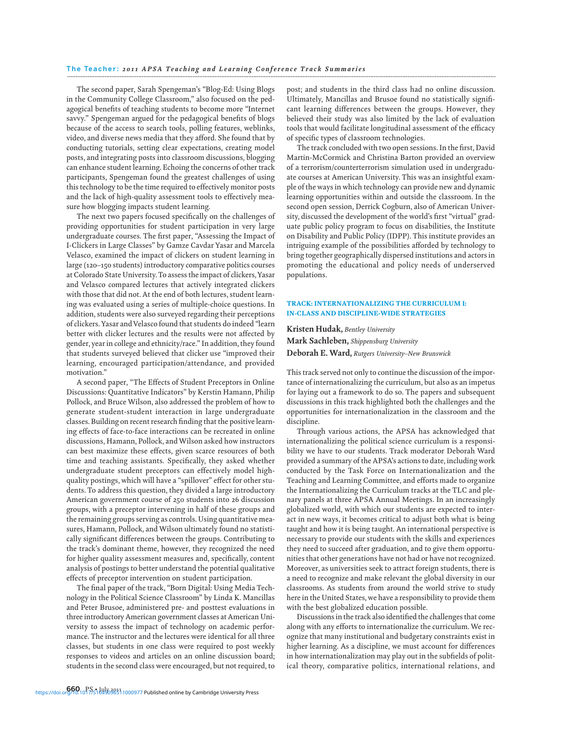The second paper, Sarah Spengeman's "Blog-Ed: Using Blogs in the Community College Classroom," also focused on the pedagogical benefits of teaching students to become more "Internet savvy." Spengeman argued for the pedagogical benefits of blogs because of the access to search tools, polling features, weblinks, video, and diverse news media that they afford. She found that by conducting tutorials, setting clear expectations, creating model posts, and integrating posts into classroom discussions, blogging can enhance student learning. Echoing the concerns of other track participants, Spengeman found the greatest challenges of using this technology to be the time required to effectively monitor posts and the lack of high-quality assessment tools to effectively measure how blogging impacts student learning.

The next two papers focused specifically on the challenges of providing opportunities for student participation in very large undergraduate courses. The first paper, "Assessing the Impact of I-Clickers in Large Classes" by Gamze Cavdar Yasar and Marcela Velasco, examined the impact of clickers on student learning in large (120–150 students) introductory comparative politics courses at Colorado State University. To assess the impact of clickers, Yasar and Velasco compared lectures that actively integrated clickers with those that did not. At the end of both lectures, student learning was evaluated using a series of multiple-choice questions. In addition, students were also surveyed regarding their perceptions of clickers. Yasar and Velasco found that students do indeed "learn better with clicker lectures and the results were not affected by gender, year in college and ethnicity/race." In addition, they found that students surveyed believed that clicker use "improved their learning, encouraged participation/attendance, and provided motivation."

A second paper, "The Effects of Student Preceptors in Online Discussions: Quantitative Indicators" by Kerstin Hamann, Philip Pollock, and Bruce Wilson, also addressed the problem of how to generate student-student interaction in large undergraduate classes. Building on recent research finding that the positive learning effects of face-to-face interactions can be recreated in online discussions, Hamann, Pollock, and Wilson asked how instructors can best maximize these effects, given scarce resources of both time and teaching assistants. Specifically, they asked whether undergraduate student preceptors can effectively model high-quality postings, which will have a "spillover" effect for other students. To address this question, they divided a large introductory American government course of 250 students into 26 discussion groups, with a preceptor intervening in half of these groups and the remaining groups serving as controls. Using quantitative measures, Hamann, Pollock, and Wilson ultimately found no statistically significant differences between the groups. Contributing to the track's dominant theme, however, they recognized the need for higher quality assessment measures and, specifically, content analysis of postings to better understand the potential qualitative effects of preceptor intervention on student participation.

The final paper of the track, "Born Digital: Using Media Technology in the Political Science Classroom" by Linda K. Mancillas and Peter Brusoe, administered pre- and posttest evaluations in three introductory American government classes at American University to assess the impact of technology on academic performance. The instructor and the lectures were identical for all three classes, but students in one class were required to post weekly responses to videos and articles on an online discussion board; students in the second class were encouraged, but not required, to post; and students in the third class had no online discussion. Ultimately, Mancillas and Brusoe found no statistically significant learning differences between the groups. However, they believed their study was also limited by the lack of evaluation tools that would facilitate longitudinal assessment of the efficacy of specific types of classroom technologies.

The track concluded with two open sessions. In the first, David Martin-McCormick and Christina Barton provided an overview of a terrorism/counterterrorism simulation used in undergraduate courses at American University. This was an insightful example of the ways in which technology can provide new and dynamic learning opportunities within and outside the classroom. In the second open session, Derrick Cogburn, also of American University, discussed the development of the world's first "virtual" graduate public policy program to focus on disabilities, the Institute on Disability and Public Policy (IDPP). This institute provides an intriguing example of the possibilities afforded by technology to bring together geographically dispersed institutions and actors in promoting the educational and policy needs of underserved populations.

## TRACK: INTERNATIONALIZING THE CURRICULUM I: IN-CLASS AND DISCIPLINE-WIDE STRATEGIES

**Kristen Hudak,** *Bentley University*
**Mark Sachleben,** *Shippensburg University*
**Deborah E. Ward,** *Rutgers University–New Brunswick*

This track served not only to continue the discussion of the importance of internationalizing the curriculum, but also as an impetus for laying out a framework to do so. The papers and subsequent discussions in this track highlighted both the challenges and the opportunities for internationalization in the classroom and the discipline.

Through various actions, the APSA has acknowledged that internationalizing the political science curriculum is a responsibility we have to our students. Track moderator Deborah Ward provided a summary of the APSA's actions to date, including work conducted by the Task Force on Internationalization and the Teaching and Learning Committee, and efforts made to organize the Internationalizing the Curriculum tracks at the TLC and plenary panels at three APSA Annual Meetings. In an increasingly globalized world, with which our students are expected to interact in new ways, it becomes critical to adjust both what is being taught and how it is being taught. An international perspective is necessary to provide our students with the skills and experiences they need to succeed after graduation, and to give them opportunities that other generations have not had or have not recognized. Moreover, as universities seek to attract foreign students, there is a need to recognize and make relevant the global diversity in our classrooms. As students from around the world strive to study here in the United States, we have a responsibility to provide them with the best globalized education possible.

Discussions in the track also identified the challenges that come along with any efforts to internationalize the curriculum. We recognize that many institutional and budgetary constraints exist in higher learning. As a discipline, we must account for differences in how internationalization may play out in the subfields of political theory, comparative politics, international relations, and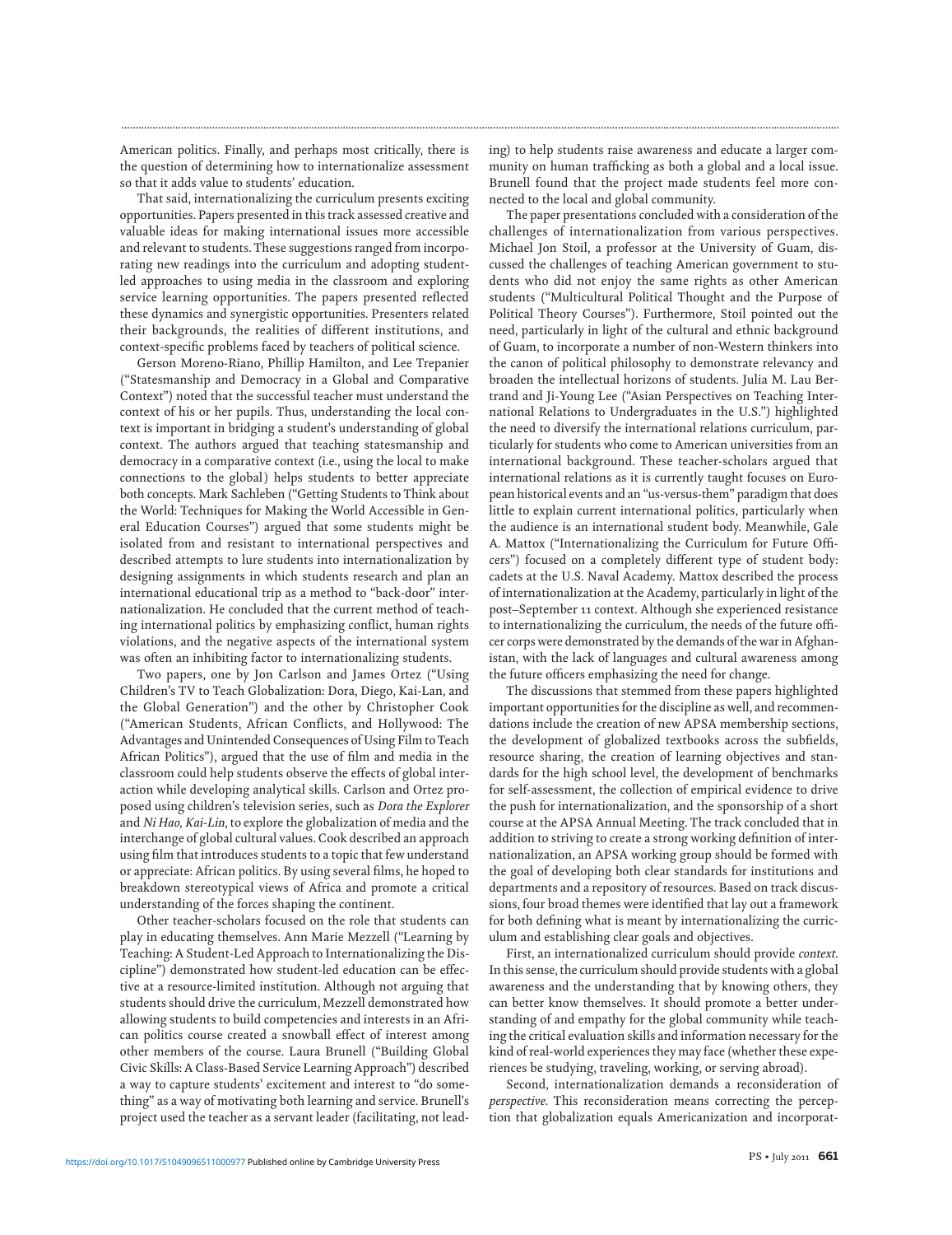American politics. Finally, and perhaps most critically, there is the question of determining how to internationalize assessment so that it adds value to students' education.

That said, internationalizing the curriculum presents exciting opportunities. Papers presented in this track assessed creative and valuable ideas for making international issues more accessible and relevant to students. These suggestions ranged from incorporating new readings into the curriculum and adopting student-led approaches to using media in the classroom and exploring service learning opportunities. The papers presented reflected these dynamics and synergistic opportunities. Presenters related their backgrounds, the realities of different institutions, and context-specific problems faced by teachers of political science.

Gerson Moreno-Riano, Phillip Hamilton, and Lee Trepanier ("Statesmanship and Democracy in a Global and Comparative Context") noted that the successful teacher must understand the context of his or her pupils. Thus, understanding the local context is important in bridging a student's understanding of global context. The authors argued that teaching statesmanship and democracy in a comparative context (i.e., using the local to make connections to the global) helps students to better appreciate both concepts. Mark Sachleben ("Getting Students to Think about the World: Techniques for Making the World Accessible in General Education Courses") argued that some students might be isolated from and resistant to international perspectives and described attempts to lure students into internationalization by designing assignments in which students research and plan an international educational trip as a method to "back-door" internationalization. He concluded that the current method of teaching international politics by emphasizing conflict, human rights violations, and the negative aspects of the international system was often an inhibiting factor to internationalizing students.

Two papers, one by Jon Carlson and James Ortez ("Using Children's TV to Teach Globalization: Dora, Diego, Kai-Lan, and the Global Generation") and the other by Christopher Cook ("American Students, African Conflicts, and Hollywood: The Advantages and Unintended Consequences of Using Film to Teach African Politics"), argued that the use of film and media in the classroom could help students observe the effects of global interaction while developing analytical skills. Carlson and Ortez proposed using children's television series, such as *Dora the Explorer* and *Ni Hao, Kai-Lin*, to explore the globalization of media and the interchange of global cultural values. Cook described an approach using film that introduces students to a topic that few understand or appreciate: African politics. By using several films, he hoped to breakdown stereotypical views of Africa and promote a critical understanding of the forces shaping the continent.

Other teacher-scholars focused on the role that students can play in educating themselves. Ann Marie Mezzell ("Learning by Teaching: A Student-Led Approach to Internationalizing the Discipline") demonstrated how student-led education can be effective at a resource-limited institution. Although not arguing that students should drive the curriculum, Mezzell demonstrated how allowing students to build competencies and interests in an African politics course created a snowball effect of interest among other members of the course. Laura Brunell ("Building Global Civic Skills: A Class-Based Service Learning Approach") described a way to capture students' excitement and interest to "do something" as a way of motivating both learning and service. Brunell's project used the teacher as a servant leader (facilitating, not leading) to help students raise awareness and educate a larger community on human trafficking as both a global and a local issue. Brunell found that the project made students feel more connected to the local and global community.

The paper presentations concluded with a consideration of the challenges of internationalization from various perspectives. Michael Jon Stoil, a professor at the University of Guam, discussed the challenges of teaching American government to students who did not enjoy the same rights as other American students ("Multicultural Political Thought and the Purpose of Political Theory Courses"). Furthermore, Stoil pointed out the need, particularly in light of the cultural and ethnic background of Guam, to incorporate a number of non-Western thinkers into the canon of political philosophy to demonstrate relevancy and broaden the intellectual horizons of students. Julia M. Lau Bertrand and Ji-Young Lee ("Asian Perspectives on Teaching International Relations to Undergraduates in the U.S.") highlighted the need to diversify the international relations curriculum, particularly for students who come to American universities from an international background. These teacher-scholars argued that international relations as it is currently taught focuses on European historical events and an "us-versus-them" paradigm that does little to explain current international politics, particularly when the audience is an international student body. Meanwhile, Gale A. Mattox ("Internationalizing the Curriculum for Future Officers") focused on a completely different type of student body: cadets at the U.S. Naval Academy. Mattox described the process of internationalization at the Academy, particularly in light of the post–September 11 context. Although she experienced resistance to internationalizing the curriculum, the needs of the future officer corps were demonstrated by the demands of the war in Afghanistan, with the lack of languages and cultural awareness among the future officers emphasizing the need for change.

The discussions that stemmed from these papers highlighted important opportunities for the discipline as well, and recommendations include the creation of new APSA membership sections, the development of globalized textbooks across the subfields, resource sharing, the creation of learning objectives and standards for the high school level, the development of benchmarks for self-assessment, the collection of empirical evidence to drive the push for internationalization, and the sponsorship of a short course at the APSA Annual Meeting. The track concluded that in addition to striving to create a strong working definition of internationalization, an APSA working group should be formed with the goal of developing both clear standards for institutions and departments and a repository of resources. Based on track discussions, four broad themes were identified that lay out a framework for both defining what is meant by internationalizing the curriculum and establishing clear goals and objectives.

First, an internationalized curriculum should provide *context*. In this sense, the curriculum should provide students with a global awareness and the understanding that by knowing others, they can better know themselves. It should promote a better understanding of and empathy for the global community while teaching the critical evaluation skills and information necessary for the kind of real-world experiences they may face (whether these experiences be studying, traveling, working, or serving abroad).

Second, internationalization demands a reconsideration of *perspective*. This reconsideration means correcting the perception that globalization equals Americanization and incorporat-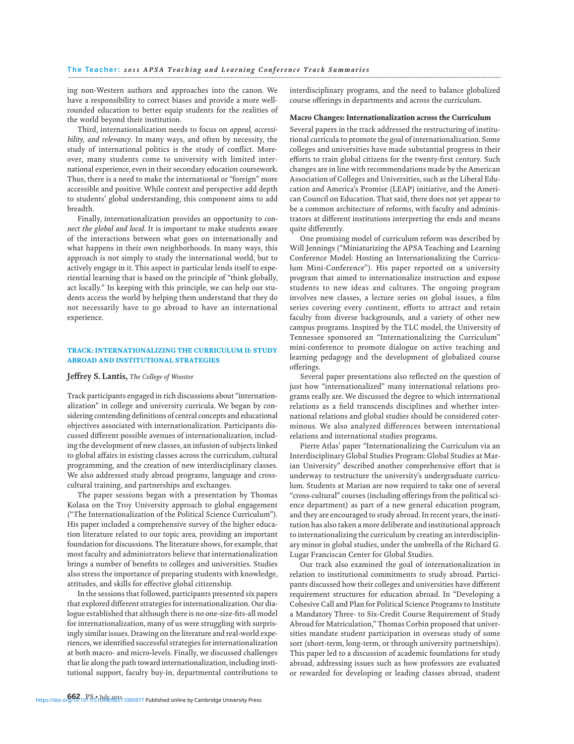ing non-Western authors and approaches into the canon. We have a responsibility to correct biases and provide a more well-rounded education to better equip students for the realities of the world beyond their institution.

Third, internationalization needs to focus on *appeal, accessibility, and relevancy*. In many ways, and often by necessity, the study of international politics is the study of conflict. Moreover, many students come to university with limited international experience, even in their secondary education coursework. Thus, there is a need to make the international or "foreign" more accessible and positive. While context and perspective add depth to students' global understanding, this component aims to add breadth.

Finally, internationalization provides an opportunity to *connect the global and local*. It is important to make students aware of the interactions between what goes on internationally and what happens in their own neighborhoods. In many ways, this approach is not simply to study the international world, but to actively engage in it. This aspect in particular lends itself to experiential learning that is based on the principle of "think globally, act locally." In keeping with this principle, we can help our students access the world by helping them understand that they do not necessarily have to go abroad to have an international experience.

## TRACK: INTERNATIONALIZING THE CURRICULUM II: STUDY ABROAD AND INSTITUTIONAL STRATEGIES

**Jeffrey S. Lantis,** *The College of Wooster*

Track participants engaged in rich discussions about "internationalization" in college and university curricula. We began by considering contending definitions of central concepts and educational objectives associated with internationalization. Participants discussed different possible avenues of internationalization, including the development of new classes, an infusion of subjects linked to global affairs in existing classes across the curriculum, cultural programming, and the creation of new interdisciplinary classes. We also addressed study abroad programs, language and cross-cultural training, and partnerships and exchanges.

The paper sessions began with a presentation by Thomas Kolasa on the Troy University approach to global engagement ("The Internationalization of the Political Science Curriculum"). His paper included a comprehensive survey of the higher education literature related to our topic area, providing an important foundation for discussions. The literature shows, for example, that most faculty and administrators believe that internationalization brings a number of benefits to colleges and universities. Studies also stress the importance of preparing students with knowledge, attitudes, and skills for effective global citizenship.

In the sessions that followed, participants presented six papers that explored different strategies for internationalization. Our dialogue established that although there is no one-size-fits-all model for internationalization, many of us were struggling with surprisingly similar issues. Drawing on the literature and real-world experiences, we identified successful strategies for internationalization at both macro- and micro-levels. Finally, we discussed challenges that lie along the path toward internationalization, including institutional support, faculty buy-in, departmental contributions to interdisciplinary programs, and the need to balance globalized course offerings in departments and across the curriculum.

### Macro Changes: Internationalization across the Curriculum

Several papers in the track addressed the restructuring of institutional curricula to promote the goal of internationalization. Some colleges and universities have made substantial progress in their efforts to train global citizens for the twenty-first century. Such changes are in line with recommendations made by the American Association of Colleges and Universities, such as the Liberal Education and America's Promise (LEAP) initiative, and the American Council on Education. That said, there does not yet appear to be a common architecture of reforms, with faculty and administrators at different institutions interpreting the ends and means quite differently.

One promising model of curriculum reform was described by Will Jennings ("Miniaturizing the APSA Teaching and Learning Conference Model: Hosting an Internationalizing the Curriculum Mini-Conference"). His paper reported on a university program that aimed to internationalize instruction and expose students to new ideas and cultures. The ongoing program involves new classes, a lecture series on global issues, a film series covering every continent, efforts to attract and retain faculty from diverse backgrounds, and a variety of other new campus programs. Inspired by the TLC model, the University of Tennessee sponsored an "Internationalizing the Curriculum" mini-conference to promote dialogue on active teaching and learning pedagogy and the development of globalized course offerings.

Several paper presentations also reflected on the question of just how "internationalized" many international relations programs really are. We discussed the degree to which international relations as a field transcends disciplines and whether international relations and global studies should be considered coterminous. We also analyzed differences between international relations and international studies programs.

Pierre Atlas' paper "Internationalizing the Curriculum via an Interdisciplinary Global Studies Program: Global Studies at Marian University" described another comprehensive effort that is underway to restructure the university's undergraduate curriculum. Students at Marian are now required to take one of several "cross-cultural" courses (including offerings from the political science department) as part of a new general education program, and they are encouraged to study abroad. In recent years, the institution has also taken a more deliberate and institutional approach to internationalizing the curriculum by creating an interdisciplinary minor in global studies, under the umbrella of the Richard G. Lugar Franciscan Center for Global Studies.

Our track also examined the goal of internationalization in relation to institutional commitments to study abroad. Participants discussed how their colleges and universities have different requirement structures for education abroad. In "Developing a Cohesive Call and Plan for Political Science Programs to Institute a Mandatory Three- to Six-Credit Course Requirement of Study Abroad for Matriculation," Thomas Corbin proposed that universities mandate student participation in overseas study of some sort (short-term, long-term, or through university partnerships). This paper led to a discussion of academic foundations for study abroad, addressing issues such as how professors are evaluated or rewarded for developing or leading classes abroad, student